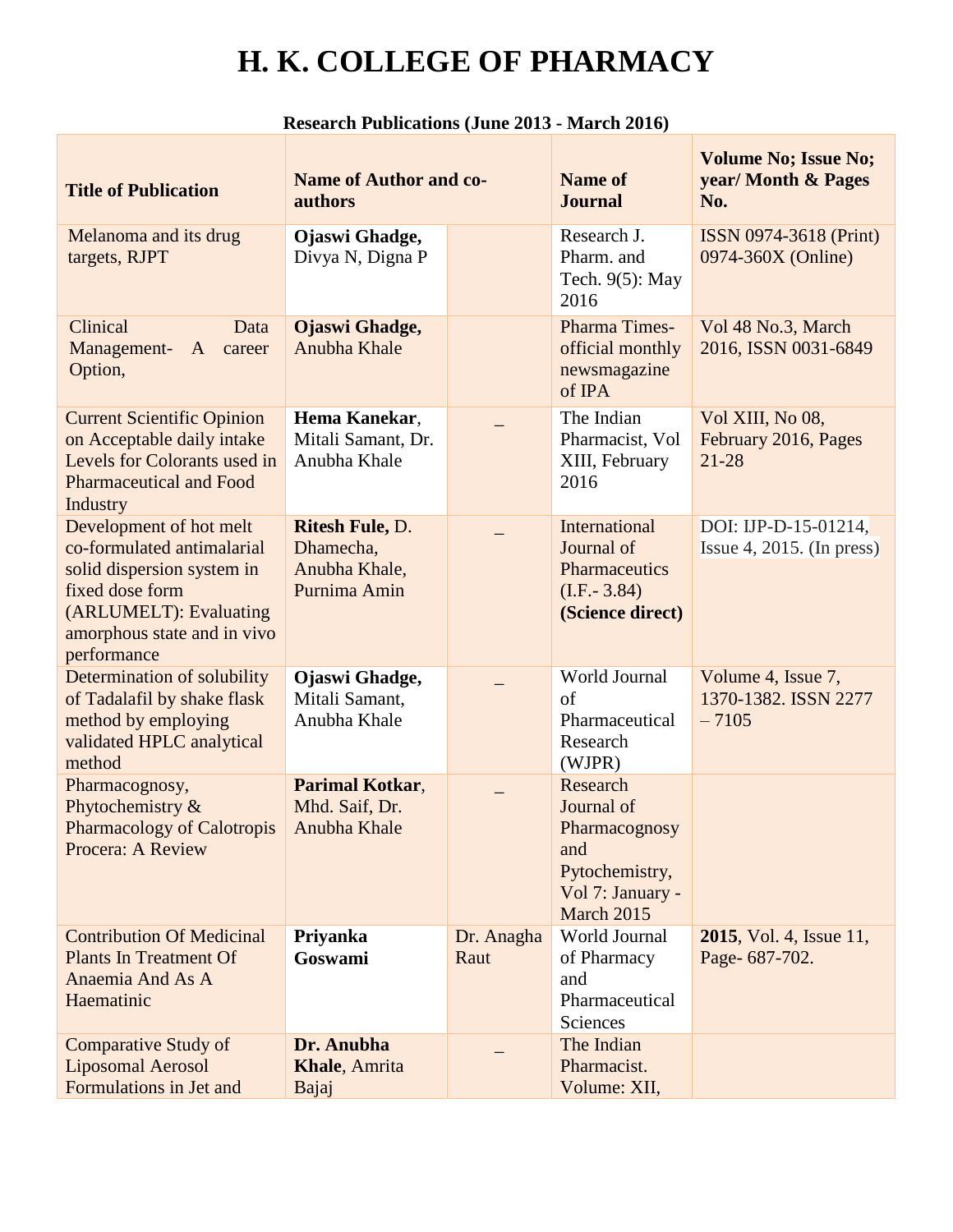# H. K. COLLEGE OF PHARMACY

**Research Publications (June 2013 - March 2016)**

| **Title of Publication** | **Name of Author and co-authors** | | **Name of Journal** | **Volume No; Issue No; year/ Month & Pages No.** |
|---|---|---|---|---|
| Melanoma and its drug targets, RJPT | **Ojaswi Ghadge,** Divya N, Digna P | | Research J. Pharm. and Tech. 9(5): May 2016 | ISSN 0974-3618 (Print) 0974-360X (Online) |
| Clinical Data Management- A career Option, | **Ojaswi Ghadge,** Anubha Khale | | Pharma Times- official monthly newsmagazine of IPA | Vol 48 No.3, March 2016, ISSN 0031-6849 |
| Current Scientific Opinion on Acceptable daily intake Levels for Colorants used in Pharmaceutical and Food Industry | **Hema Kanekar**, Mitali Samant, Dr. Anubha Khale | _ | The Indian Pharmacist, Vol XIII, February 2016 | Vol XIII, No 08, February 2016, Pages 21-28 |
| Development of hot melt co-formulated antimalarial solid dispersion system in fixed dose form (ARLUMELT): Evaluating amorphous state and in vivo performance | **Ritesh Fule,** D. Dhamecha, Anubha Khale, Purnima Amin | _ | International Journal of Pharmaceutics (I.F.- 3.84) **(Science direct)** | DOI: IJP-D-15-01214, Issue 4, 2015. (In press) |
| Determination of solubility of Tadalafil by shake flask method by employing validated HPLC analytical method | **Ojaswi Ghadge,** Mitali Samant, Anubha Khale | _ | World Journal of Pharmaceutical Research (WJPR) | Volume 4, Issue 7, 1370-1382. ISSN 2277 – 7105 |
| Pharmacognosy, Phytochemistry & Pharmacology of Calotropis Procera: A Review | **Parimal Kotkar**, Mhd. Saif, Dr. Anubha Khale | _ | Research Journal of Pharmacognosy and Pytochemistry, Vol 7: January - March 2015 | |
| Contribution Of Medicinal Plants In Treatment Of Anaemia And As A Haematinic | **Priyanka Goswami** | Dr. Anagha Raut | World Journal of Pharmacy and Pharmaceutical Sciences | **2015**, Vol. 4, Issue 11, Page- 687-702. |
| Comparative Study of Liposomal Aerosol Formulations in Jet and | **Dr. Anubha Khale**, Amrita Bajaj | _ | The Indian Pharmacist. Volume: XII, | |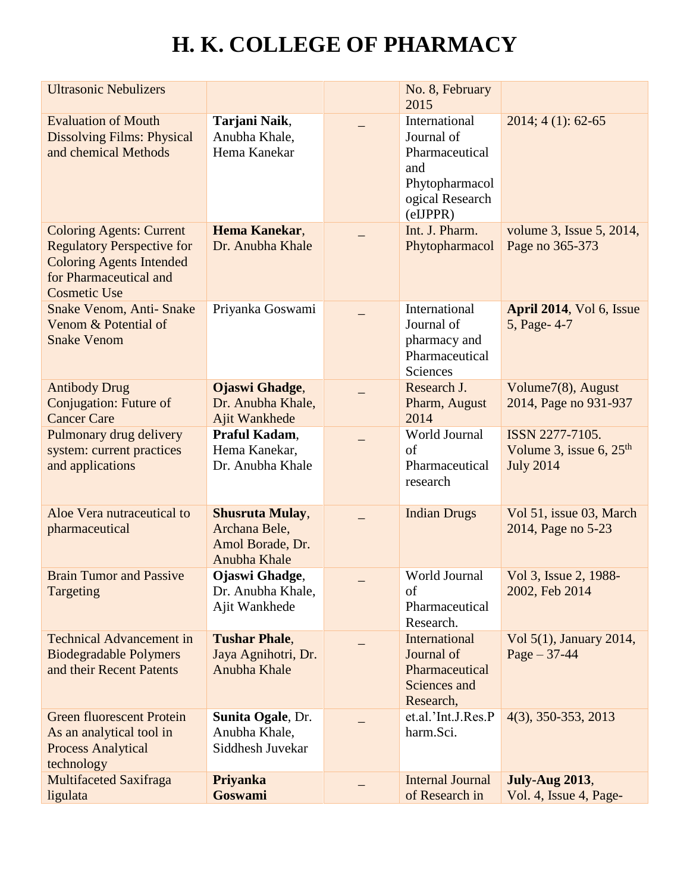# H. K. COLLEGE OF PHARMACY

| | | | | |
|---|---|---|---|---|
| Ultrasonic Nebulizers | | | No. 8, February 2015 | |
| Evaluation of Mouth Dissolving Films: Physical and chemical Methods | **Tarjani Naik**, Anubha Khale, Hema Kanekar | _ | International Journal of Pharmaceutical and Phytopharmacological Research (eIJPPR) | 2014; 4 (1): 62-65 |
| Coloring Agents: Current Regulatory Perspective for Coloring Agents Intended for Pharmaceutical and Cosmetic Use | **Hema Kanekar**, Dr. Anubha Khale | _ | Int. J. Pharm. Phytopharmacol | volume 3, Issue 5, 2014, Page no 365-373 |
| Snake Venom, Anti- Snake Venom & Potential of Snake Venom | Priyanka Goswami | _ | International Journal of pharmacy and Pharmaceutical Sciences | **April 2014**, Vol 6, Issue 5, Page- 4-7 |
| Antibody Drug Conjugation: Future of Cancer Care | **Ojaswi Ghadge**, Dr. Anubha Khale, Ajit Wankhede | _ | Research J. Pharm, August 2014 | Volume7(8), August 2014, Page no 931-937 |
| Pulmonary drug delivery system: current practices and applications | **Praful Kadam**, Hema Kanekar, Dr. Anubha Khale | _ | World Journal of Pharmaceutical research | ISSN 2277-7105. Volume 3, issue 6, 25th July 2014 |
| Aloe Vera nutraceutical to pharmaceutical | **Shusruta Mulay**, Archana Bele, Amol Borade, Dr. Anubha Khale | _ | Indian Drugs | Vol 51, issue 03, March 2014, Page no 5-23 |
| Brain Tumor and Passive Targeting | **Ojaswi Ghadge**, Dr. Anubha Khale, Ajit Wankhede | _ | World Journal of Pharmaceutical Research. | Vol 3, Issue 2, 1988-2002, Feb 2014 |
| Technical Advancement in Biodegradable Polymers and their Recent Patents | **Tushar Phale**, Jaya Agnihotri, Dr. Anubha Khale | _ | International Journal of Pharmaceutical Sciences and Research, | Vol 5(1), January 2014, Page – 37-44 |
| Green fluorescent Protein As an analytical tool in Process Analytical technology | **Sunita Ogale**, Dr. Anubha Khale, Siddhesh Juvekar | _ | et.al.'Int.J.Res.Pharm.Sci. | 4(3), 350-353, 2013 |
| Multifaceted Saxifraga ligulata | **Priyanka Goswami** | _ | Internal Journal of Research in | **July-Aug 2013**, Vol. 4, Issue 4, Page- |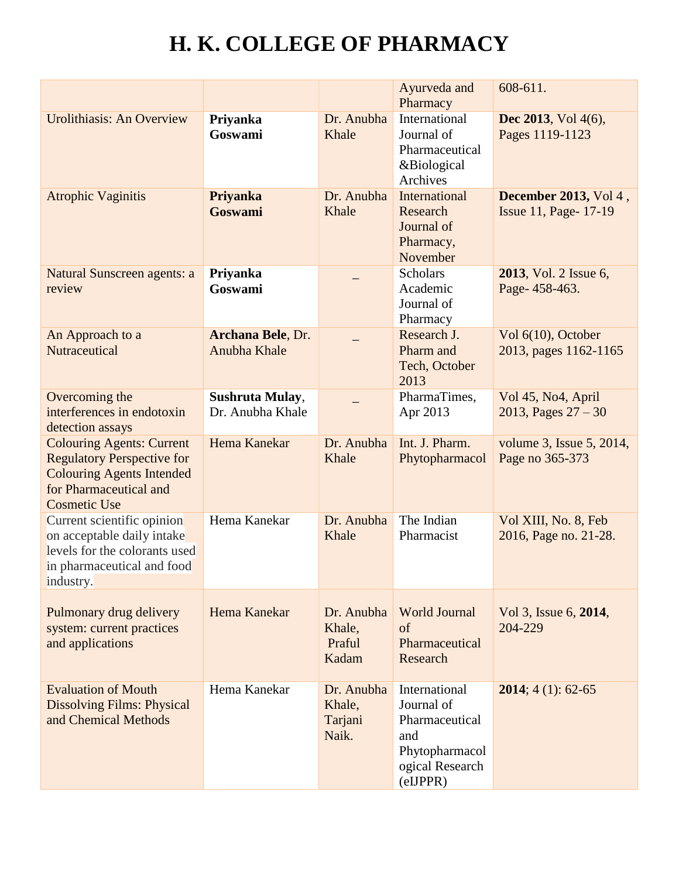# H. K. COLLEGE OF PHARMACY

| | | | | |
|---|---|---|---|---|
| | | | Ayurveda and Pharmacy | 608-611. |
| Urolithiasis: An Overview | **Priyanka Goswami** | Dr. Anubha Khale | International Journal of Pharmaceutical &Biological Archives | **Dec 2013**, Vol 4(6), Pages 1119-1123 |
| Atrophic Vaginitis | **Priyanka Goswami** | Dr. Anubha Khale | International Research Journal of Pharmacy, November | **December 2013,** Vol 4 , Issue 11, Page- 17-19 |
| Natural Sunscreen agents: a review | **Priyanka Goswami** | _ | Scholars Academic Journal of Pharmacy | **2013**, Vol. 2 Issue 6, Page- 458-463. |
| An Approach to a Nutraceutical | **Archana Bele**, Dr. Anubha Khale | _ | Research J. Pharm and Tech, October 2013 | Vol 6(10), October 2013, pages 1162-1165 |
| Overcoming the interferences in endotoxin detection assays | **Sushruta Mulay**, Dr. Anubha Khale | _ | PharmaTimes, Apr 2013 | Vol 45, No4, April 2013, Pages 27 – 30 |
| Colouring Agents: Current Regulatory Perspective for Colouring Agents Intended for Pharmaceutical and Cosmetic Use | Hema Kanekar | Dr. Anubha Khale | Int. J. Pharm. Phytopharmacol | volume 3, Issue 5, 2014, Page no 365-373 |
| Current scientific opinion on acceptable daily intake levels for the colorants used in pharmaceutical and food industry. | Hema Kanekar | Dr. Anubha Khale | The Indian Pharmacist | Vol XIII, No. 8, Feb 2016, Page no. 21-28. |
| Pulmonary drug delivery system: current practices and applications | Hema Kanekar | Dr. Anubha Khale, Praful Kadam | World Journal of Pharmaceutical Research | Vol 3, Issue 6, **2014**, 204-229 |
| Evaluation of Mouth Dissolving Films: Physical and Chemical Methods | Hema Kanekar | Dr. Anubha Khale, Tarjani Naik. | International Journal of Pharmaceutical and Phytopharmacological Research (eIJPPR) | **2014**; 4 (1): 62-65 |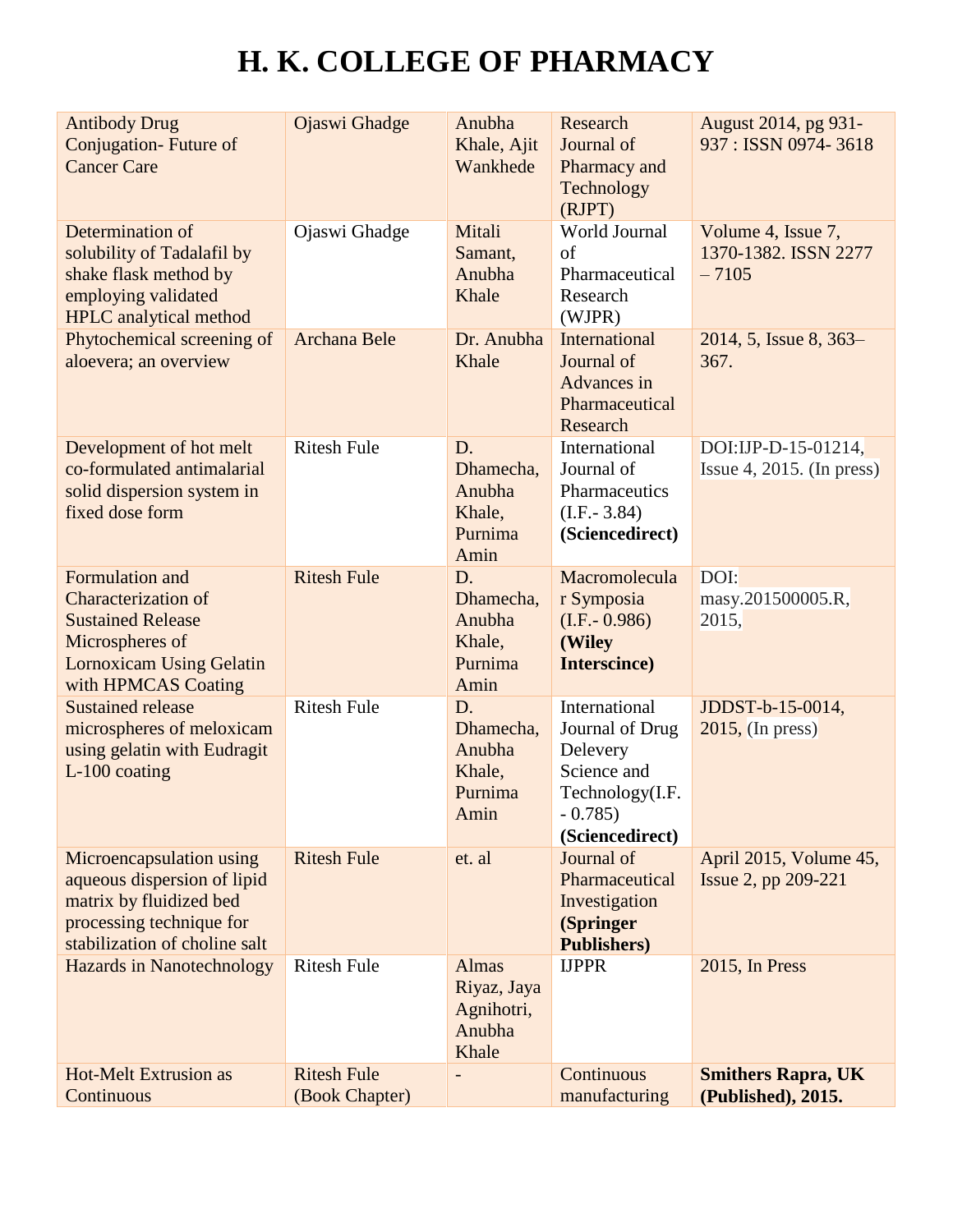# H. K. COLLEGE OF PHARMACY

| | | | | |
|---|---|---|---|---|
| Antibody Drug Conjugation- Future of Cancer Care | Ojaswi Ghadge | Anubha Khale, Ajit Wankhede | Research Journal of Pharmacy and Technology (RJPT) | August 2014, pg 931-937 : ISSN 0974- 3618 |
| Determination of solubility of Tadalafil by shake flask method by employing validated HPLC analytical method | Ojaswi Ghadge | Mitali Samant, Anubha Khale | World Journal of Pharmaceutical Research (WJPR) | Volume 4, Issue 7, 1370-1382. ISSN 2277 – 7105 |
| Phytochemical screening of aloevera; an overview | Archana Bele | Dr. Anubha Khale | International Journal of Advances in Pharmaceutical Research | 2014, 5, Issue 8, 363–367. |
| Development of hot melt co-formulated antimalarial solid dispersion system in fixed dose form | Ritesh Fule | D. Dhamecha, Anubha Khale, Purnima Amin | International Journal of Pharmaceutics (I.F.- 3.84) **(Sciencedirect)** | DOI:IJP-D-15-01214, Issue 4, 2015. (In press) |
| Formulation and Characterization of Sustained Release Microspheres of Lornoxicam Using Gelatin with HPMCAS Coating | Ritesh Fule | D. Dhamecha, Anubha Khale, Purnima Amin | Macromolecular Symposia (I.F.- 0.986) **(Wiley Interscince)** | DOI: masy.201500005.R, 2015, |
| Sustained release microspheres of meloxicam using gelatin with Eudragit L-100 coating | Ritesh Fule | D. Dhamecha, Anubha Khale, Purnima Amin | International Journal of Drug Delevery Science and Technology(I.F. - 0.785) **(Sciencedirect)** | JDDST-b-15-0014, 2015, (In press) |
| Microencapsulation using aqueous dispersion of lipid matrix by fluidized bed processing technique for stabilization of choline salt | Ritesh Fule | et. al | Journal of Pharmaceutical Investigation **(Springer Publishers)** | April 2015, Volume 45, Issue 2, pp 209-221 |
| Hazards in Nanotechnology | Ritesh Fule | Almas Riyaz, Jaya Agnihotri, Anubha Khale | IJPPR | 2015, In Press |
| Hot-Melt Extrusion as Continuous | Ritesh Fule (Book Chapter) | - | Continuous manufacturing | **Smithers Rapra, UK (Published), 2015.** |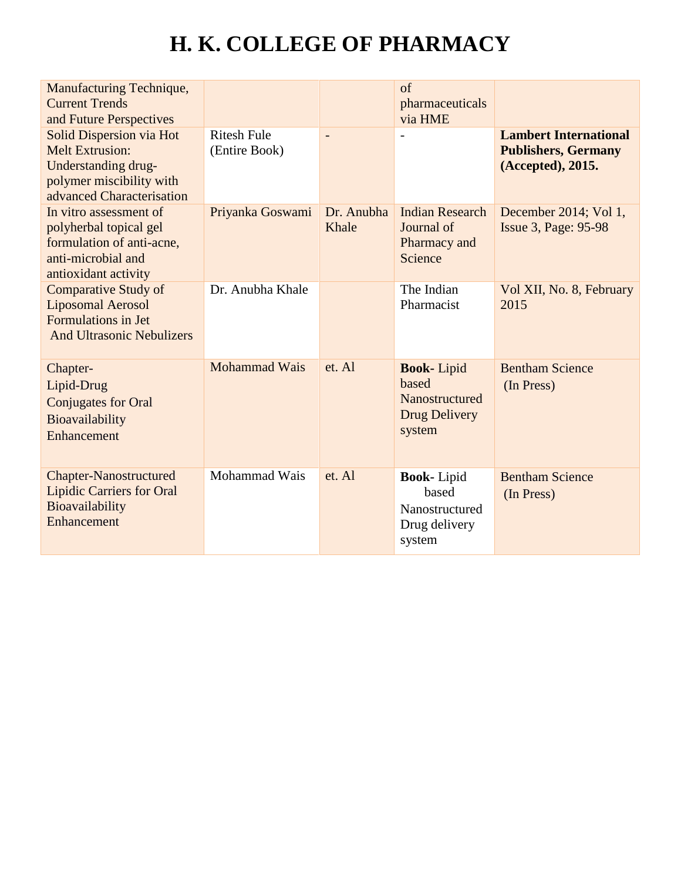# H. K. COLLEGE OF PHARMACY

| | | | | |
|---|---|---|---|---|
| Manufacturing Technique, Current Trends and Future Perspectives | | | of pharmaceuticals via HME | |
| Solid Dispersion via Hot Melt Extrusion: Understanding drug-polymer miscibility with advanced Characterisation | Ritesh Fule (Entire Book) | - | - | **Lambert International Publishers, Germany (Accepted), 2015.** |
| In vitro assessment of polyherbal topical gel formulation of anti-acne, anti-microbial and antioxidant activity | Priyanka Goswami | Dr. Anubha Khale | Indian Research Journal of Pharmacy and Science | December 2014; Vol 1, Issue 3, Page: 95-98 |
| Comparative Study of Liposomal Aerosol Formulations in Jet And Ultrasonic Nebulizers | Dr. Anubha Khale | | The Indian Pharmacist | Vol XII, No. 8, February 2015 |
| Chapter- Lipid-Drug Conjugates for Oral Bioavailability Enhancement | Mohammad Wais | et. Al | **Book-** Lipid based Nanostructured Drug Delivery system | Bentham Science (In Press) |
| Chapter-Nanostructured Lipidic Carriers for Oral Bioavailability Enhancement | Mohammad Wais | et. Al | **Book-** Lipid based Nanostructured Drug delivery system | Bentham Science (In Press) |